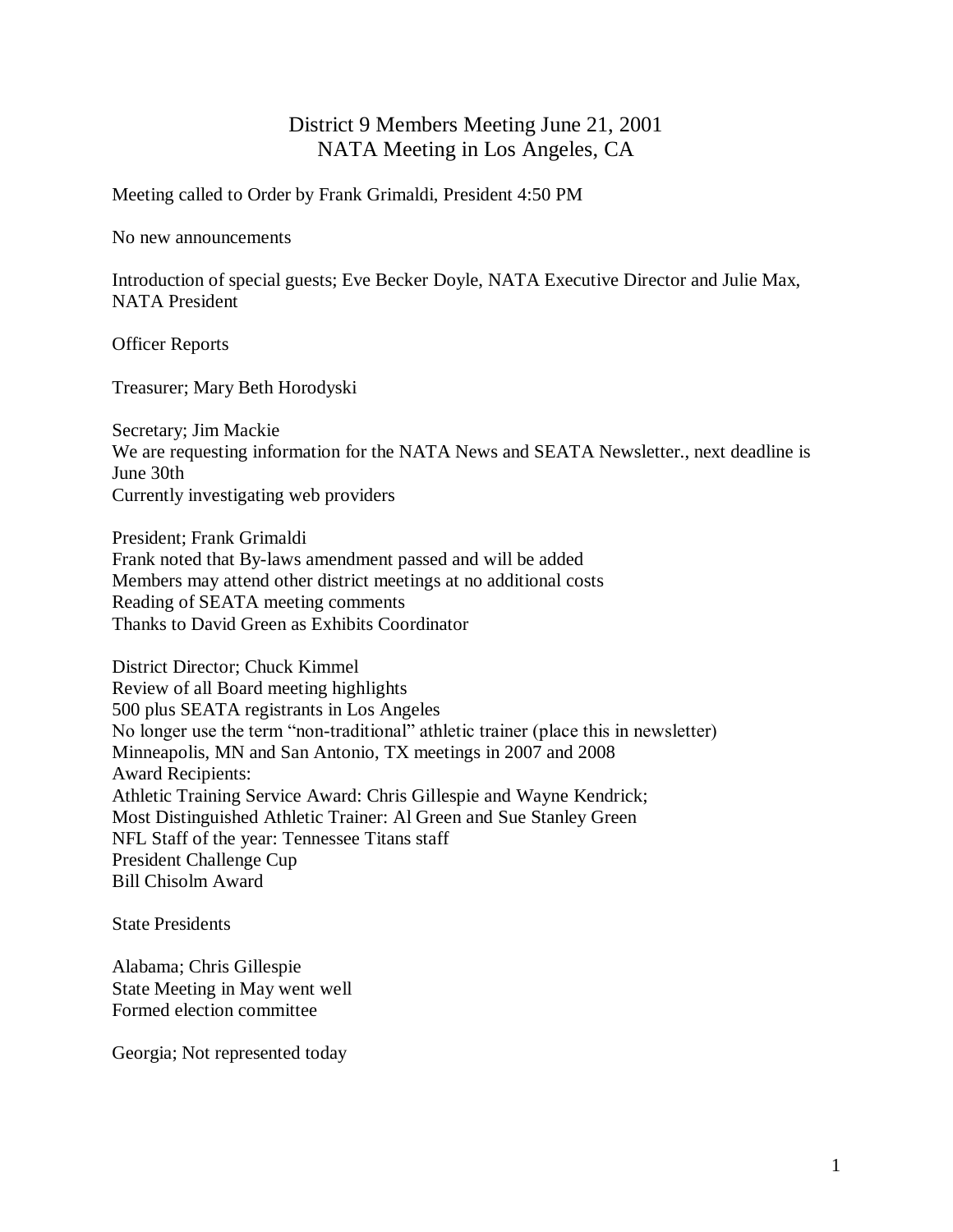# District 9 Members Meeting June 21, 2001
## NATA Meeting in Los Angeles, CA

Meeting called to Order by Frank Grimaldi, President 4:50 PM

No new announcements

Introduction of special guests; Eve Becker Doyle, NATA Executive Director and Julie Max, NATA President

Officer Reports

Treasurer; Mary Beth Horodyski

Secretary; Jim Mackie
We are requesting information for the NATA News and SEATA Newsletter., next deadline is June 30th
Currently investigating web providers

President; Frank Grimaldi
Frank noted that By-laws amendment passed and will be added
Members may attend other district meetings at no additional costs
Reading of SEATA meeting comments
Thanks to David Green as Exhibits Coordinator

District Director; Chuck Kimmel
Review of all Board meeting highlights
500 plus SEATA registrants in Los Angeles
No longer use the term "non-traditional" athletic trainer (place this in newsletter)
Minneapolis, MN and San Antonio, TX meetings in 2007 and 2008
Award Recipients:
Athletic Training Service Award: Chris Gillespie and Wayne Kendrick;
Most Distinguished Athletic Trainer: Al Green and Sue Stanley Green
NFL Staff of the year: Tennessee Titans staff
President Challenge Cup
Bill Chisolm Award

State Presidents

Alabama; Chris Gillespie
State Meeting in May went well
Formed election committee

Georgia; Not represented today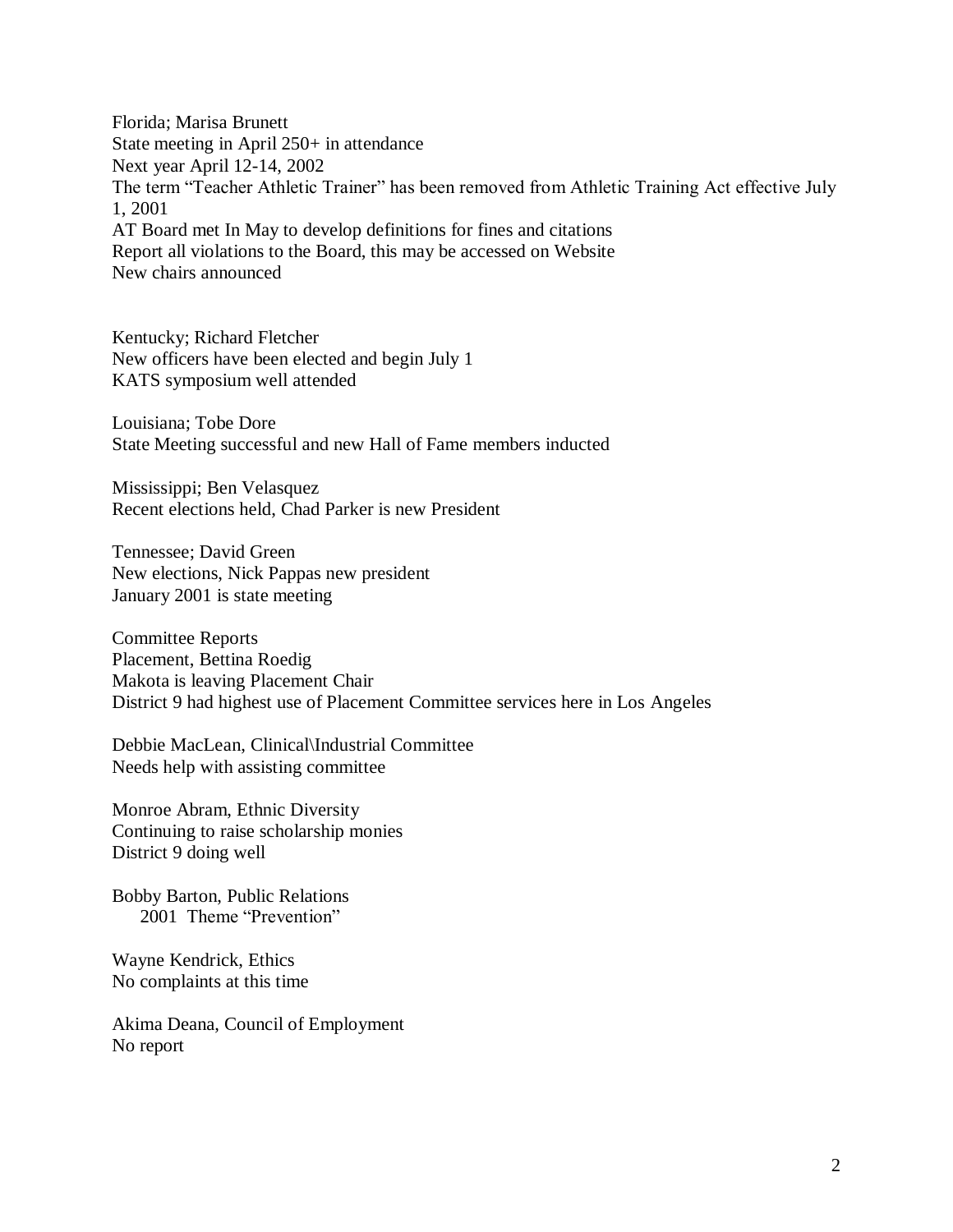Florida; Marisa Brunett
State meeting in April 250+ in attendance
Next year April 12-14, 2002
The term "Teacher Athletic Trainer" has been removed from Athletic Training Act effective July 1, 2001
AT Board met In May to develop definitions for fines and citations
Report all violations to the Board, this may be accessed on Website
New chairs announced

Kentucky; Richard Fletcher
New officers have been elected and begin July 1
KATS symposium well attended

Louisiana; Tobe Dore
State Meeting successful and new Hall of Fame members inducted

Mississippi; Ben Velasquez
Recent elections held, Chad Parker is new President

Tennessee; David Green
New elections, Nick Pappas new president
January 2001 is state meeting

Committee Reports
Placement, Bettina Roedig
Makota is leaving Placement Chair
District 9 had highest use of Placement Committee services here in Los Angeles

Debbie MacLean, Clinical\Industrial Committee
Needs help with assisting committee

Monroe Abram, Ethnic Diversity
Continuing to raise scholarship monies
District 9 doing well

Bobby Barton, Public Relations
2001 Theme "Prevention"

Wayne Kendrick, Ethics
No complaints at this time

Akima Deana, Council of Employment
No report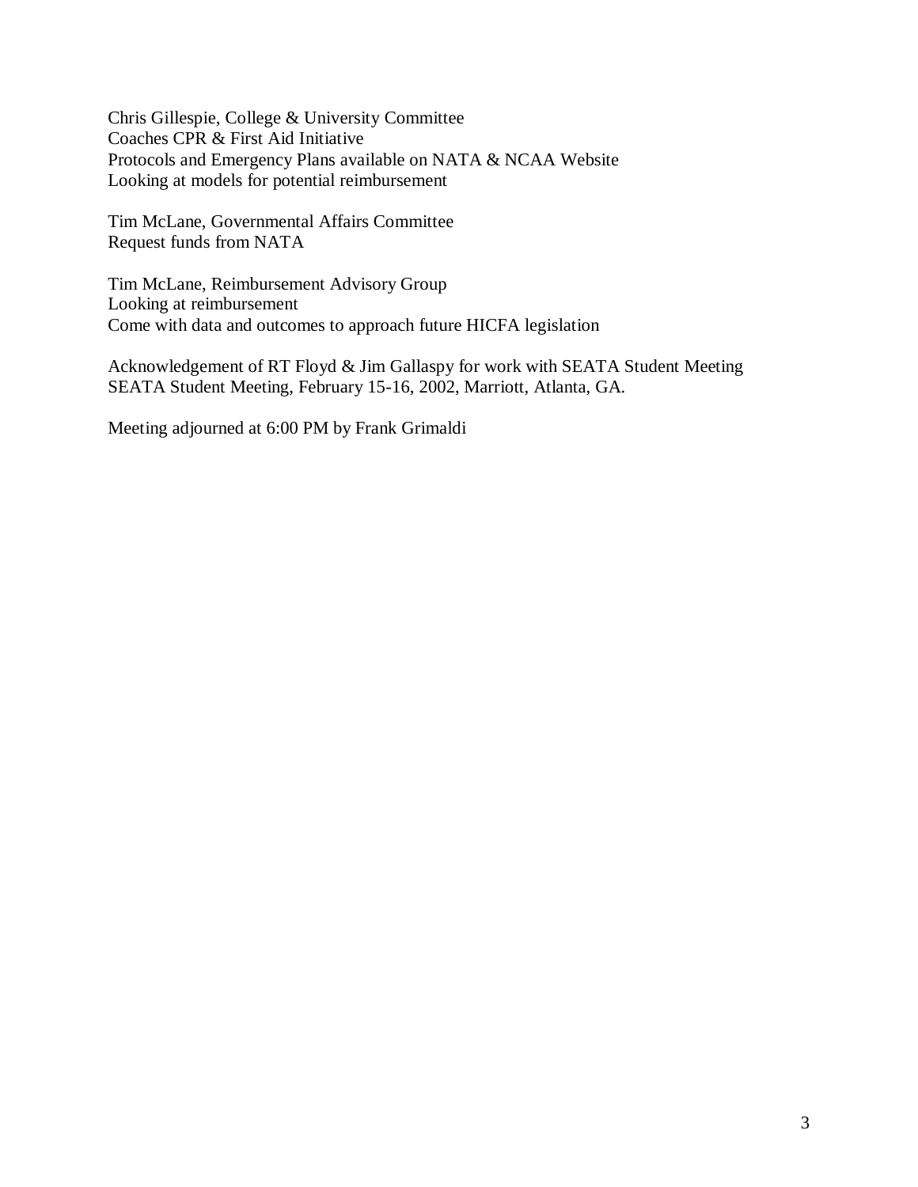Chris Gillespie, College & University Committee
Coaches CPR & First Aid Initiative
Protocols and Emergency Plans available on NATA & NCAA Website
Looking at models for potential reimbursement

Tim McLane, Governmental Affairs Committee
Request funds from NATA

Tim McLane, Reimbursement Advisory Group
Looking at reimbursement
Come with data and outcomes to approach future HICFA legislation

Acknowledgement of RT Floyd & Jim Gallaspy for work with SEATA Student Meeting
SEATA Student Meeting, February 15-16, 2002, Marriott, Atlanta, GA.

Meeting adjourned at 6:00 PM by Frank Grimaldi